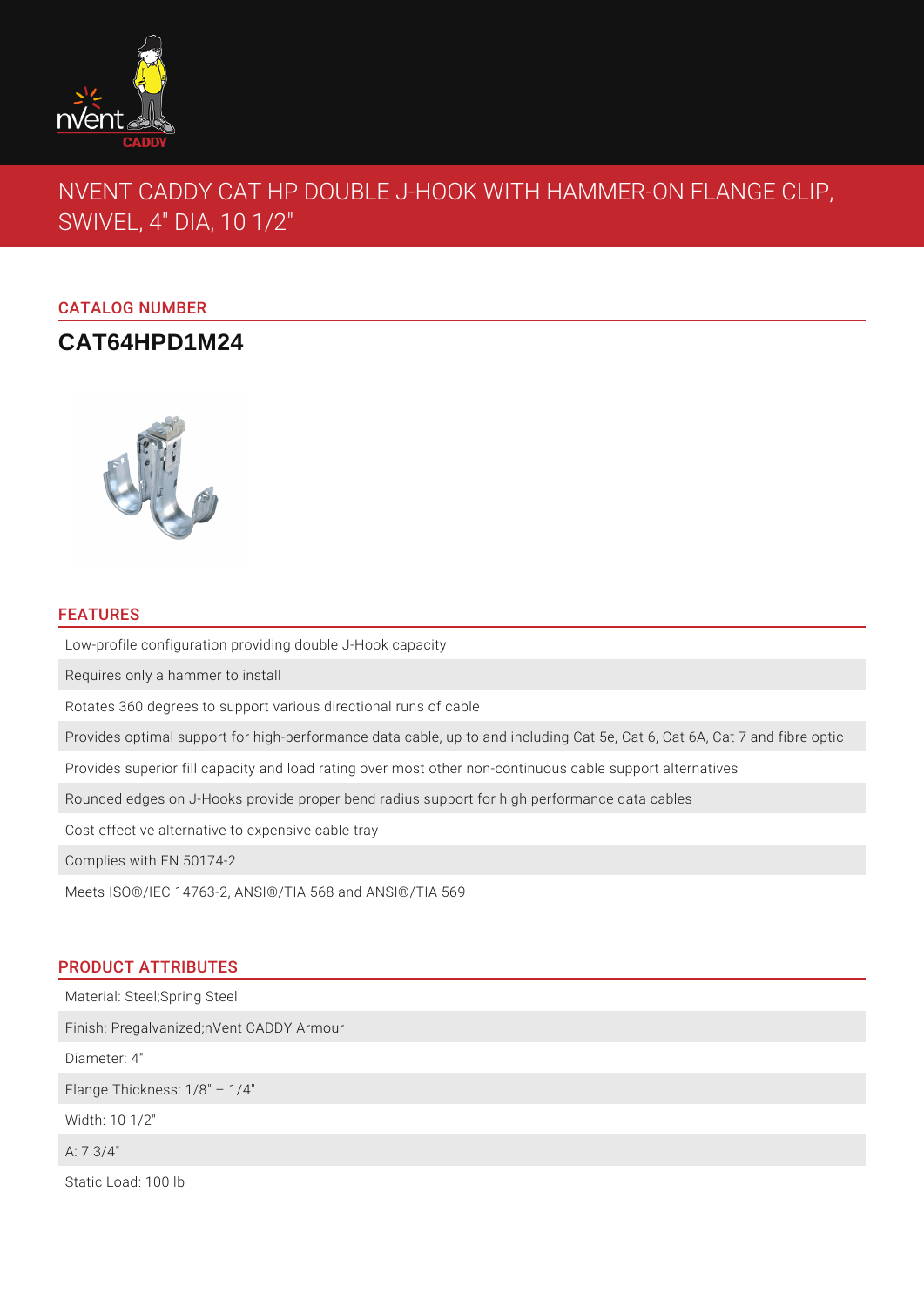# NVENT CADDY CAT HP DOUBLE J-HOOK WITH HAMMER-ON FLANGE CLIP, SWIVEL, 4" DIA, 10 1/2"

## CATALOG NUMBER

**CAT64HPD1M24**

## FEATURES

- Low-profile configuration providing double J-Hook capacity
- Requires only a hammer to install
- Rotates 360 degrees to support various directional runs of cable
- Provides optimal support for high-performance data cable, up to and including Cat 5e, Cat 6, Cat 6A, Cat 7 and fibre optic
- Provides superior fill capacity and load rating over most other non-continuous cable support alternatives
- Rounded edges on J-Hooks provide proper bend radius support for high performance data cables
- Cost effective alternative to expensive cable tray
- Complies with EN 50174-2
- Meets ISO®/IEC 14763-2, ANSI®/TIA 568 and ANSI®/TIA 569

## PRODUCT ATTRIBUTES

- Material: Steel;Spring Steel
- Finish: Pregalvanized;nVent CADDY Armour
- Diameter: 4"
- Flange Thickness: 1/8" – 1/4"
- Width: 10 1/2"
- A: 7 3/4"
- Static Load: 100 lb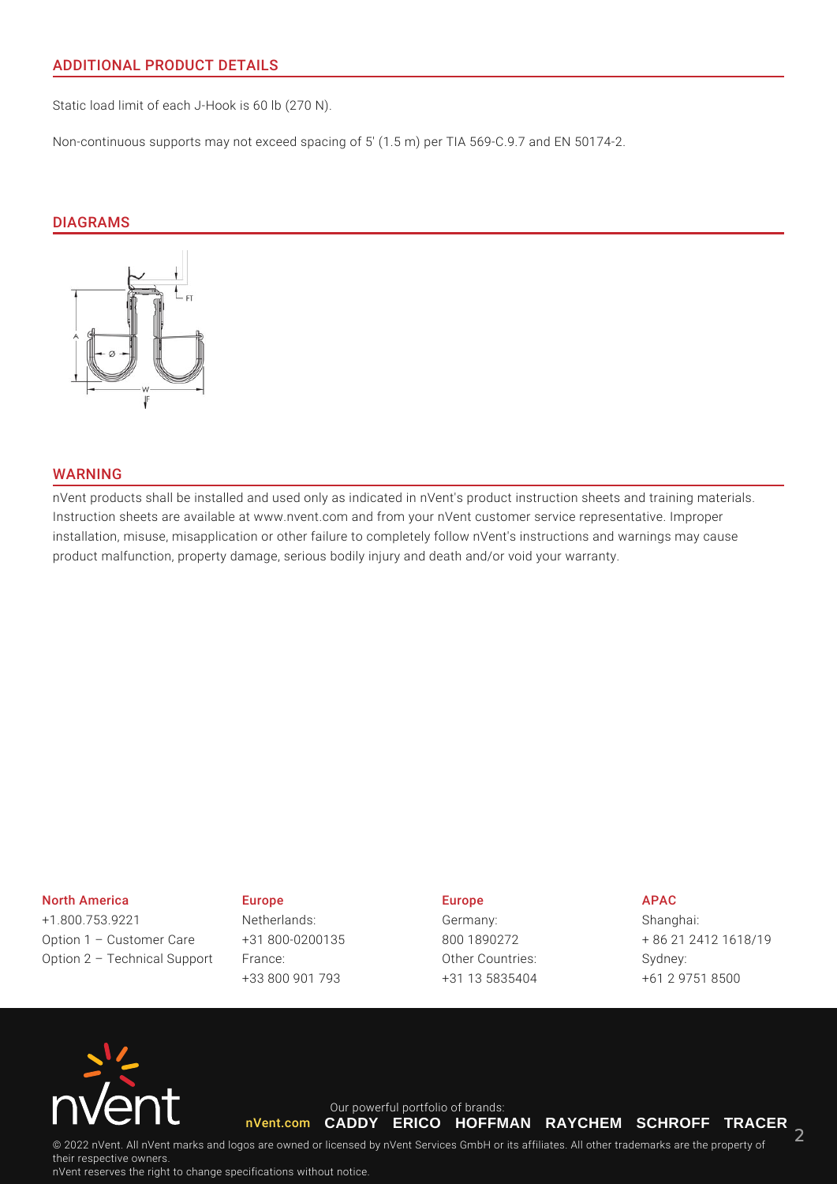## ADDITIONAL PRODUCT DETAILS

Static load limit of each J-Hook is 60 lb (270 N).

Non-continuous supports may not exceed spacing of 5' (1.5 m) per TIA 569-C.9.7 and EN 50174-2.

## DIAGRAMS

FT

A

Ø

W

F

## WARNING

nVent products shall be installed and used only as indicated in nVent's product instruction sheets and training materials. Instruction sheets are available at www.nvent.com and from your nVent customer service representative. Improper installation, misuse, misapplication or other failure to completely follow nVent's instructions and warnings may cause product malfunction, property damage, serious bodily injury and death and/or void your warranty.

**North America**
+1.800.753.9221
Option 1 – Customer Care
Option 2 – Technical Support

**Europe**
Netherlands:
+31 800-0200135
France:
+33 800 901 793

**Europe**
Germany:
800 1890272
Other Countries:
+31 13 5835404

**APAC**
Shanghai:
+ 86 21 2412 1618/19
Sydney:
+61 2 9751 8500

nVent

Our powerful portfolio of brands:
nVent.com **CADDY ERICO HOFFMAN RAYCHEM SCHROFF TRACER**

© 2022 nVent. All nVent marks and logos are owned or licensed by nVent Services GmbH or its affiliates. All other trademarks are the property of their respective owners.
nVent reserves the right to change specifications without notice.